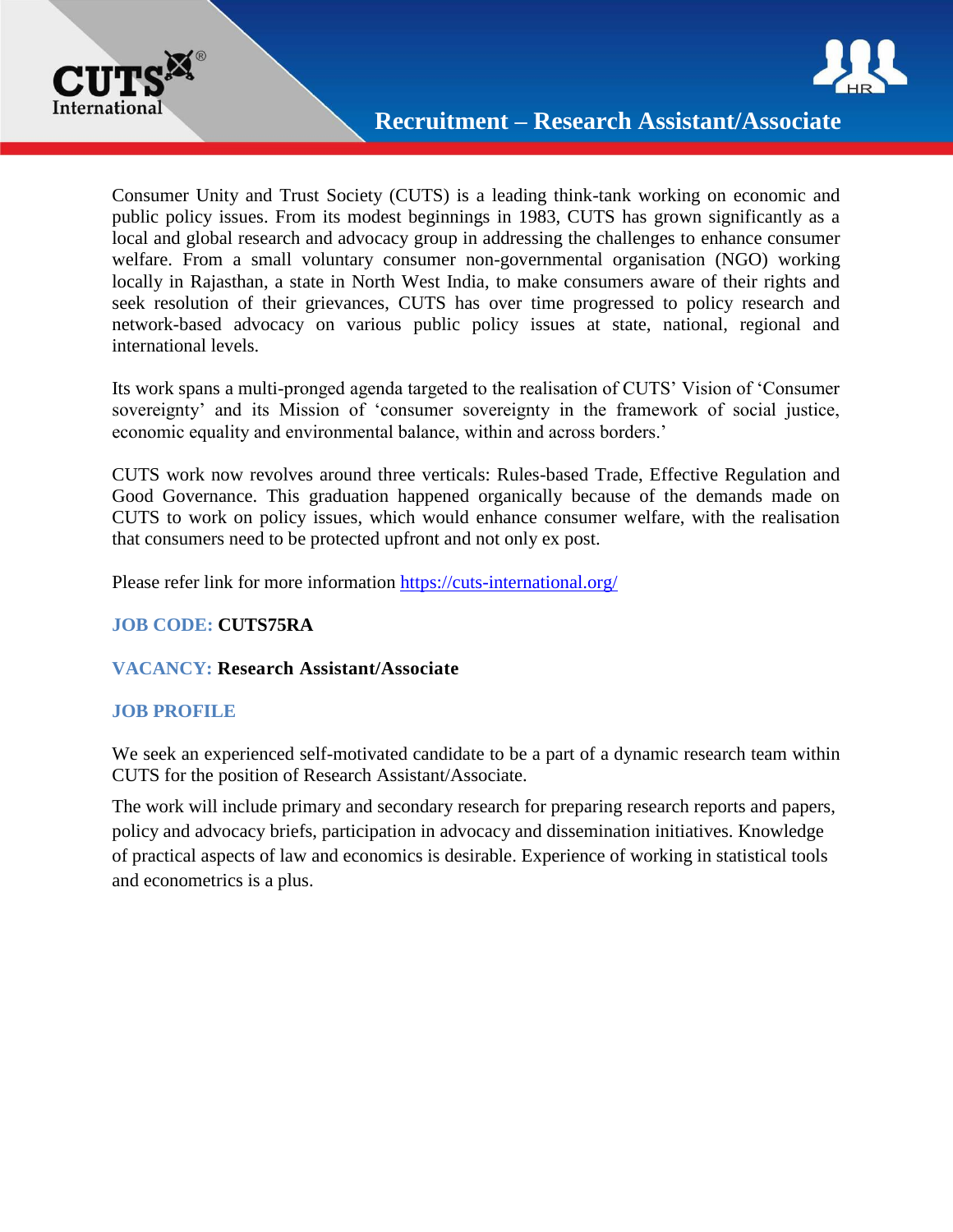# Recruitment – Research Assistant/Associate

Consumer Unity and Trust Society (CUTS) is a leading think-tank working on economic and public policy issues. From its modest beginnings in 1983, CUTS has grown significantly as a local and global research and advocacy group in addressing the challenges to enhance consumer welfare. From a small voluntary consumer non-governmental organisation (NGO) working locally in Rajasthan, a state in North West India, to make consumers aware of their rights and seek resolution of their grievances, CUTS has over time progressed to policy research and network-based advocacy on various public policy issues at state, national, regional and international levels.

Its work spans a multi-pronged agenda targeted to the realisation of CUTS' Vision of 'Consumer sovereignty' and its Mission of 'consumer sovereignty in the framework of social justice, economic equality and environmental balance, within and across borders.'

CUTS work now revolves around three verticals: Rules-based Trade, Effective Regulation and Good Governance. This graduation happened organically because of the demands made on CUTS to work on policy issues, which would enhance consumer welfare, with the realisation that consumers need to be protected upfront and not only ex post.

Please refer link for more information https://cuts-international.org/

**JOB CODE: CUTS75RA**

**VACANCY: Research Assistant/Associate**

**JOB PROFILE**

We seek an experienced self-motivated candidate to be a part of a dynamic research team within CUTS for the position of Research Assistant/Associate.

The work will include primary and secondary research for preparing research reports and papers, policy and advocacy briefs, participation in advocacy and dissemination initiatives. Knowledge of practical aspects of law and economics is desirable. Experience of working in statistical tools and econometrics is a plus.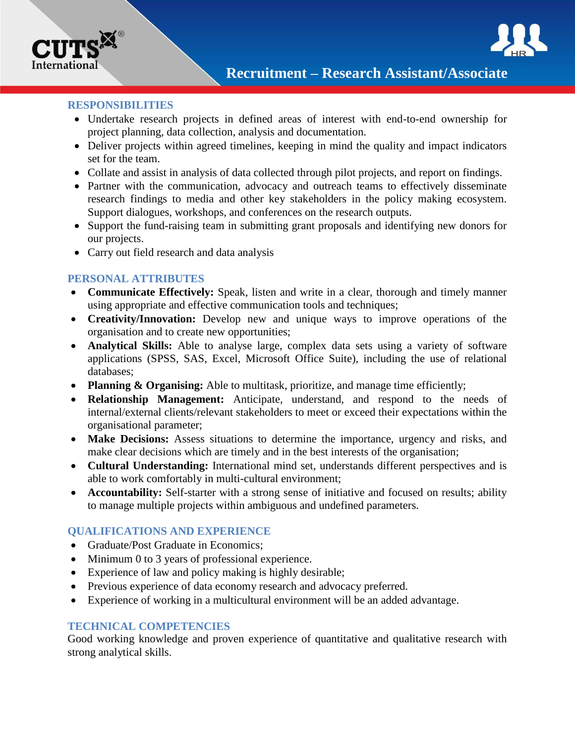# Recruitment – Research Assistant/Associate

## RESPONSIBILITIES

- Undertake research projects in defined areas of interest with end-to-end ownership for project planning, data collection, analysis and documentation.
- Deliver projects within agreed timelines, keeping in mind the quality and impact indicators set for the team.
- Collate and assist in analysis of data collected through pilot projects, and report on findings.
- Partner with the communication, advocacy and outreach teams to effectively disseminate research findings to media and other key stakeholders in the policy making ecosystem. Support dialogues, workshops, and conferences on the research outputs.
- Support the fund-raising team in submitting grant proposals and identifying new donors for our projects.
- Carry out field research and data analysis

## PERSONAL ATTRIBUTES

- **Communicate Effectively:** Speak, listen and write in a clear, thorough and timely manner using appropriate and effective communication tools and techniques;
- **Creativity/Innovation:** Develop new and unique ways to improve operations of the organisation and to create new opportunities;
- **Analytical Skills:** Able to analyse large, complex data sets using a variety of software applications (SPSS, SAS, Excel, Microsoft Office Suite), including the use of relational databases;
- **Planning & Organising:** Able to multitask, prioritize, and manage time efficiently;
- **Relationship Management:** Anticipate, understand, and respond to the needs of internal/external clients/relevant stakeholders to meet or exceed their expectations within the organisational parameter;
- **Make Decisions:** Assess situations to determine the importance, urgency and risks, and make clear decisions which are timely and in the best interests of the organisation;
- **Cultural Understanding:** International mind set, understands different perspectives and is able to work comfortably in multi-cultural environment;
- **Accountability:** Self-starter with a strong sense of initiative and focused on results; ability to manage multiple projects within ambiguous and undefined parameters.

## QUALIFICATIONS AND EXPERIENCE

- Graduate/Post Graduate in Economics;
- Minimum 0 to 3 years of professional experience.
- Experience of law and policy making is highly desirable;
- Previous experience of data economy research and advocacy preferred.
- Experience of working in a multicultural environment will be an added advantage.

## TECHNICAL COMPETENCIES

Good working knowledge and proven experience of quantitative and qualitative research with strong analytical skills.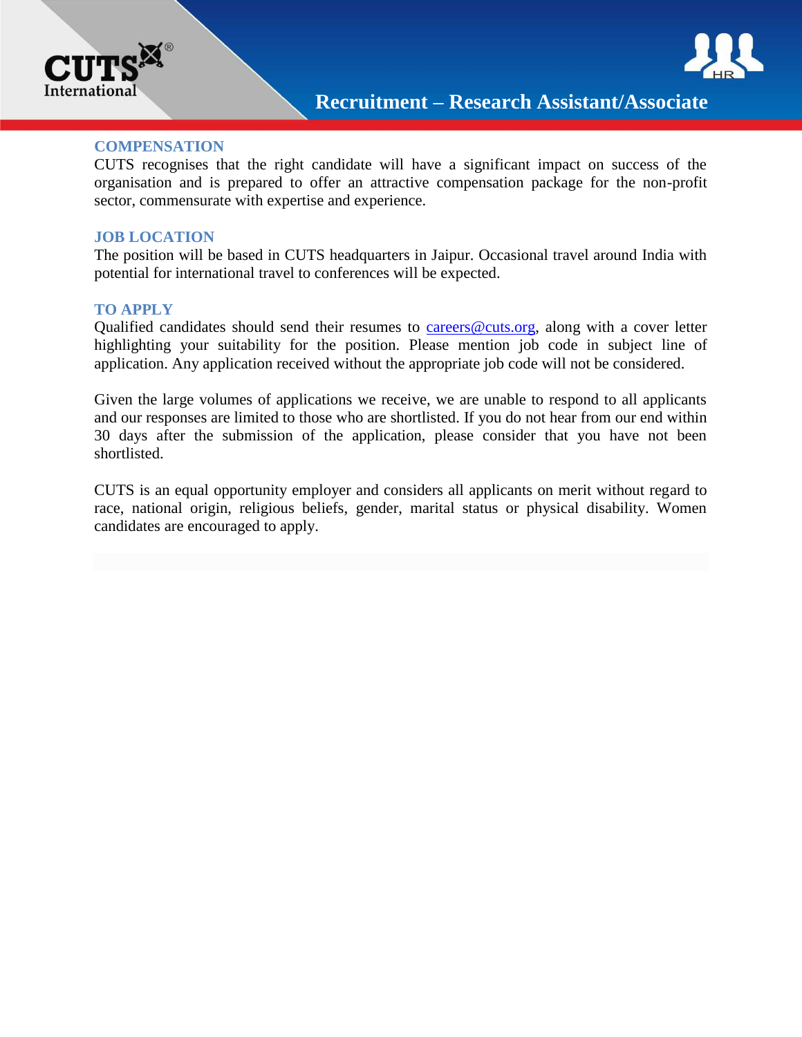## COMPENSATION

CUTS recognises that the right candidate will have a significant impact on success of the organisation and is prepared to offer an attractive compensation package for the non-profit sector, commensurate with expertise and experience.

## JOB LOCATION

The position will be based in CUTS headquarters in Jaipur. Occasional travel around India with potential for international travel to conferences will be expected.

## TO APPLY

Qualified candidates should send their resumes to careers@cuts.org, along with a cover letter highlighting your suitability for the position. Please mention job code in subject line of application. Any application received without the appropriate job code will not be considered.

Given the large volumes of applications we receive, we are unable to respond to all applicants and our responses are limited to those who are shortlisted. If you do not hear from our end within 30 days after the submission of the application, please consider that you have not been shortlisted.

CUTS is an equal opportunity employer and considers all applicants on merit without regard to race, national origin, religious beliefs, gender, marital status or physical disability. Women candidates are encouraged to apply.